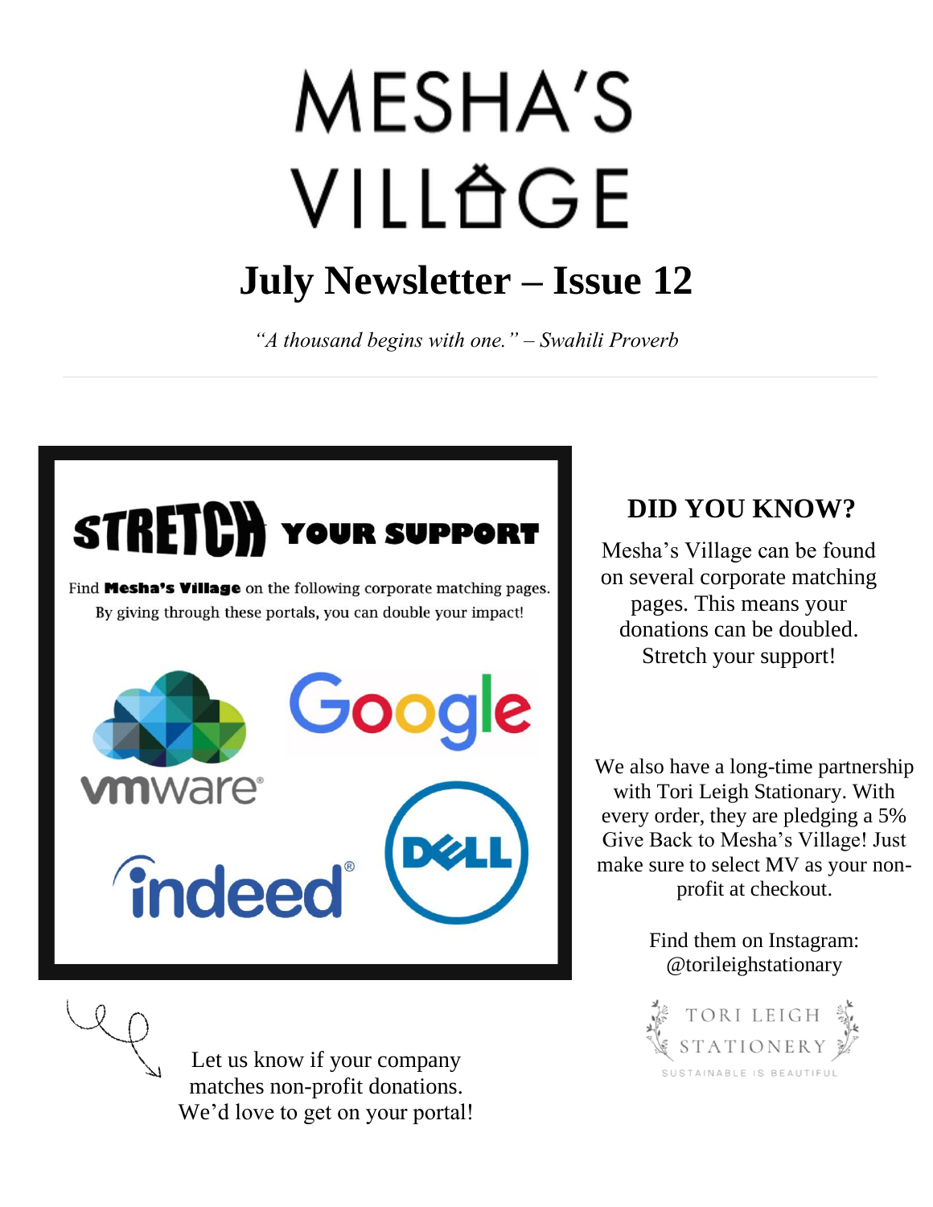# MESHA'S VILLAGE

## July Newsletter – Issue 12

*"A thousand begins with one." – Swahili Proverb*

---

**STRETCH YOUR SUPPORT**

Find **Mesha's Village** on the following corporate matching pages. By giving through these portals, you can double your impact!

vmware · Google · indeed · DELL

Let us know if your company matches non-profit donations. We'd love to get on your portal!

### DID YOU KNOW?

Mesha's Village can be found on several corporate matching pages. This means your donations can be doubled. Stretch your support!

We also have a long-time partnership with Tori Leigh Stationary. With every order, they are pledging a 5% Give Back to Mesha's Village! Just make sure to select MV as your non-profit at checkout.

Find them on Instagram: @torileighstationary

TORI LEIGH STATIONERY
SUSTAINABLE IS BEAUTIFUL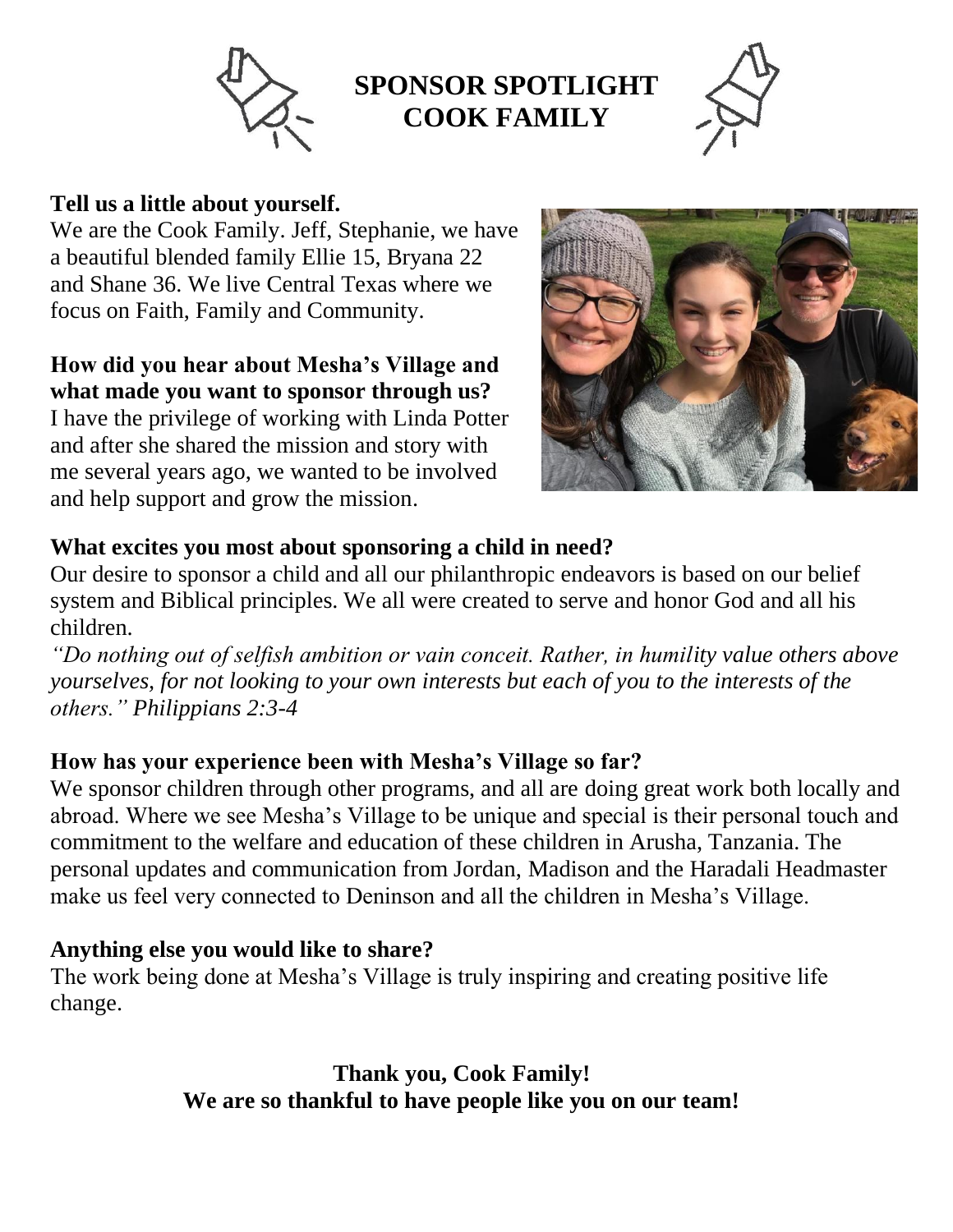# SPONSOR SPOTLIGHT
# COOK FAMILY

**Tell us a little about yourself.**

We are the Cook Family. Jeff, Stephanie, we have a beautiful blended family Ellie 15, Bryana 22 and Shane 36. We live Central Texas where we focus on Faith, Family and Community.

**How did you hear about Mesha's Village and what made you want to sponsor through us?**

I have the privilege of working with Linda Potter and after she shared the mission and story with me several years ago, we wanted to be involved and help support and grow the mission.

**What excites you most about sponsoring a child in need?**

Our desire to sponsor a child and all our philanthropic endeavors is based on our belief system and Biblical principles. We all were created to serve and honor God and all his children.

*"Do nothing out of selfish ambition or vain conceit. Rather, in humility value others above yourselves, for not looking to your own interests but each of you to the interests of the others." Philippians 2:3-4*

**How has your experience been with Mesha's Village so far?**

We sponsor children through other programs, and all are doing great work both locally and abroad. Where we see Mesha's Village to be unique and special is their personal touch and commitment to the welfare and education of these children in Arusha, Tanzania. The personal updates and communication from Jordan, Madison and the Haradali Headmaster make us feel very connected to Deninson and all the children in Mesha's Village.

**Anything else you would like to share?**

The work being done at Mesha's Village is truly inspiring and creating positive life change.

**Thank you, Cook Family!**
**We are so thankful to have people like you on our team!**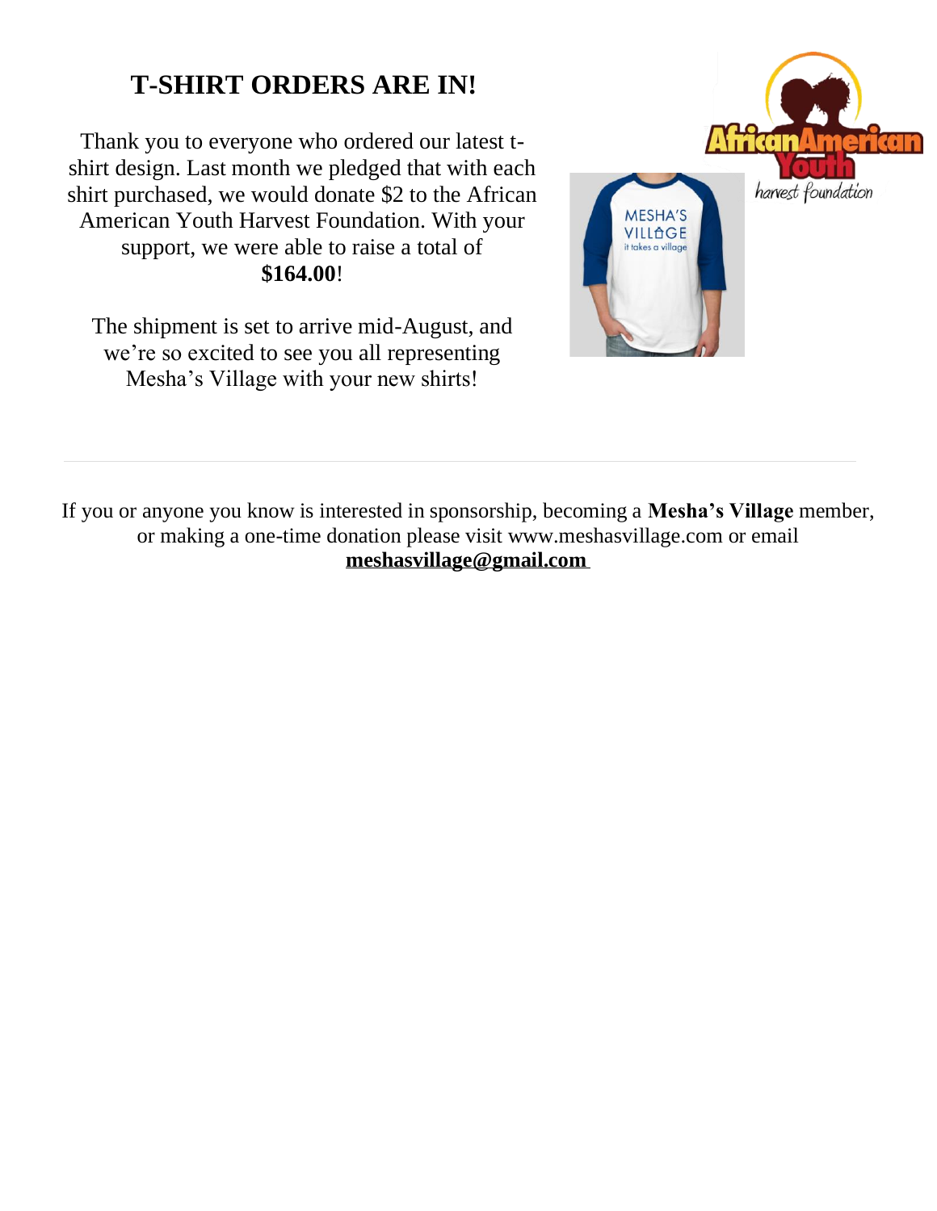## T-SHIRT ORDERS ARE IN!

Thank you to everyone who ordered our latest t-shirt design. Last month we pledged that with each shirt purchased, we would donate $2 to the African American Youth Harvest Foundation. With your support, we were able to raise a total of **$164.00**!

The shipment is set to arrive mid-August, and we're so excited to see you all representing Mesha's Village with your new shirts!

---

If you or anyone you know is interested in sponsorship, becoming a **Mesha's Village** member, or making a one-time donation please visit www.meshasvillage.com or email **meshasvillage@gmail.com**